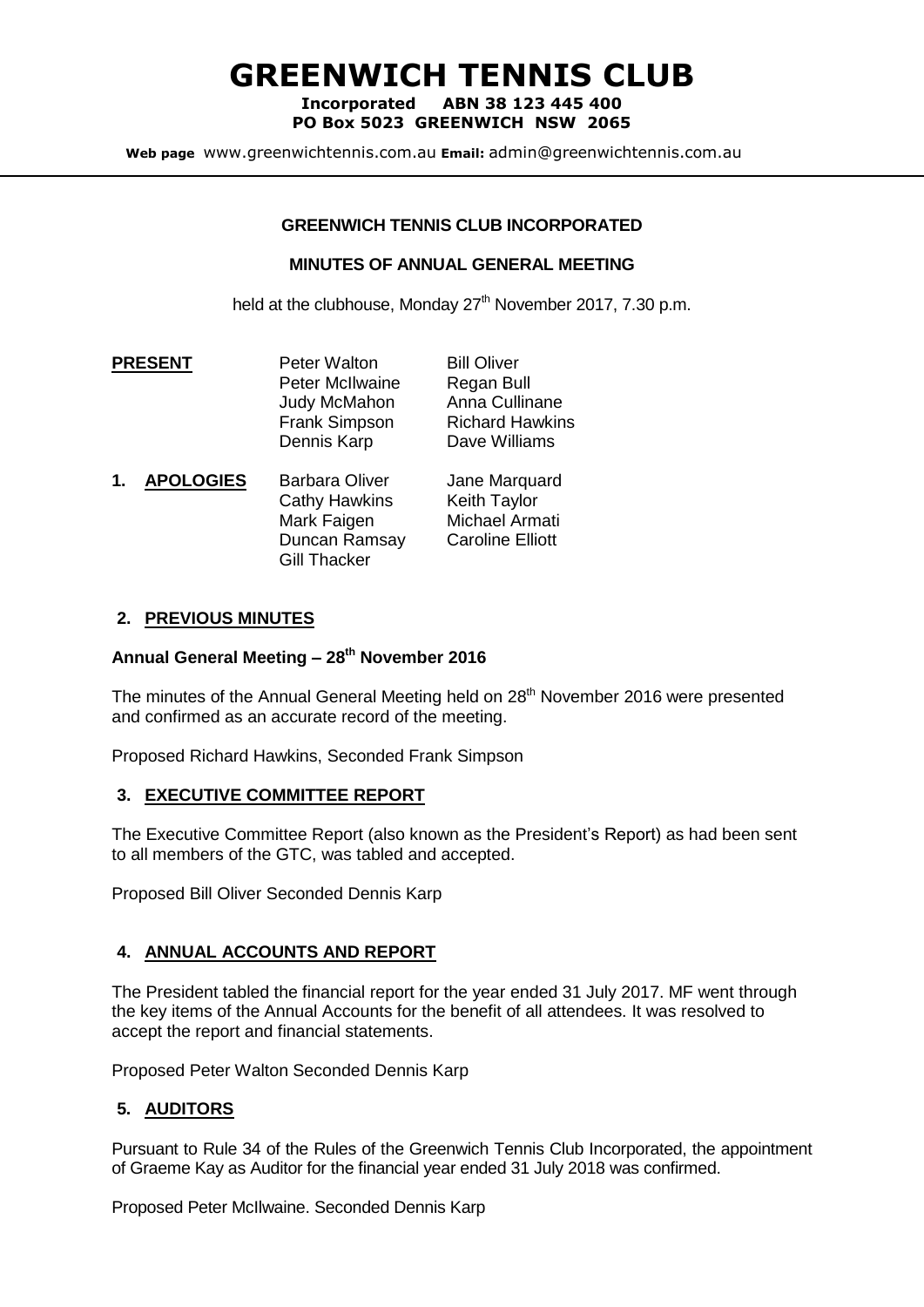# GREENWICH TENNIS CLUB

**Incorporated ABN 38 123 445 400**
**PO Box 5023 GREENWICH NSW 2065**

**Web page** www.greenwichtennis.com.au **Email:** admin@greenwichtennis.com.au

**GREENWICH TENNIS CLUB INCORPORATED**

**MINUTES OF ANNUAL GENERAL MEETING**

held at the clubhouse, Monday 27th November 2017, 7.30 p.m.

**PRESENT**

Peter Walton, Bill Oliver, Peter McIlwaine, Regan Bull, Judy McMahon, Anna Cullinane, Frank Simpson, Richard Hawkins, Dennis Karp, Dave Williams

**1. APOLOGIES**

Barbara Oliver, Jane Marquard, Cathy Hawkins, Keith Taylor, Mark Faigen, Michael Armati, Duncan Ramsay, Caroline Elliott, Gill Thacker

## 2. PREVIOUS MINUTES

**Annual General Meeting – 28th November 2016**

The minutes of the Annual General Meeting held on 28th November 2016 were presented and confirmed as an accurate record of the meeting.

Proposed Richard Hawkins, Seconded Frank Simpson

## 3. EXECUTIVE COMMITTEE REPORT

The Executive Committee Report (also known as the President's Report) as had been sent to all members of the GTC, was tabled and accepted.

Proposed Bill Oliver Seconded Dennis Karp

## 4. ANNUAL ACCOUNTS AND REPORT

The President tabled the financial report for the year ended 31 July 2017. MF went through the key items of the Annual Accounts for the benefit of all attendees. It was resolved to accept the report and financial statements.

Proposed Peter Walton Seconded Dennis Karp

## 5. AUDITORS

Pursuant to Rule 34 of the Rules of the Greenwich Tennis Club Incorporated, the appointment of Graeme Kay as Auditor for the financial year ended 31 July 2018 was confirmed.

Proposed Peter McIlwaine. Seconded Dennis Karp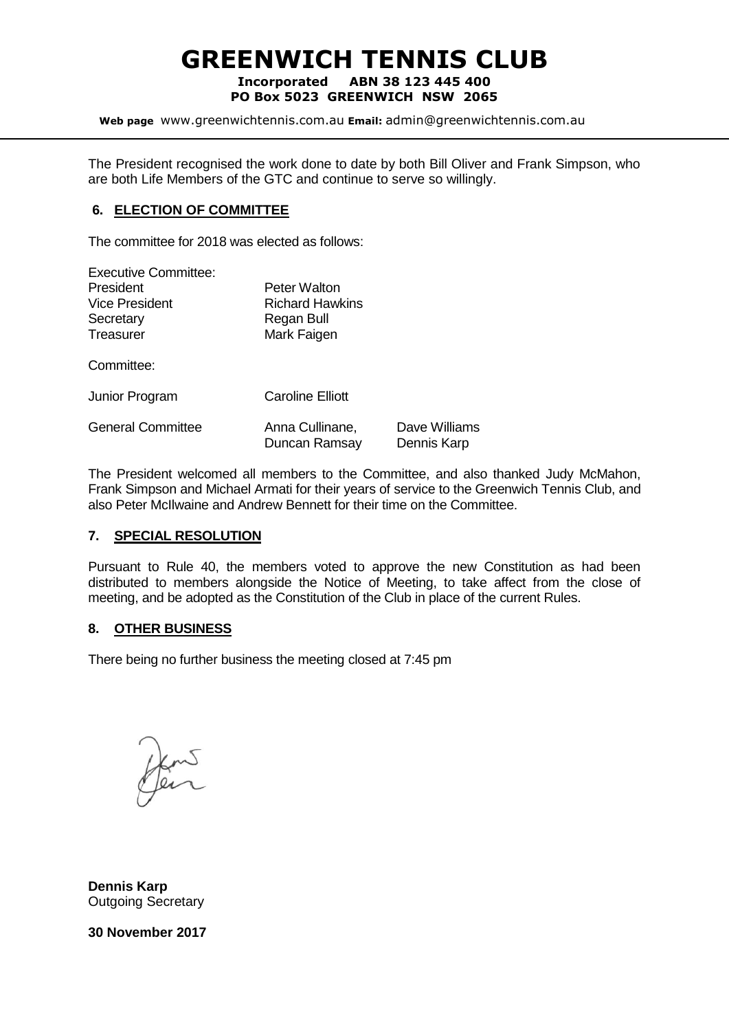# GREENWICH TENNIS CLUB

**Incorporated ABN 38 123 445 400**
**PO Box 5023 GREENWICH NSW 2065**

**Web page** www.greenwichtennis.com.au **Email:** admin@greenwichtennis.com.au

The President recognised the work done to date by both Bill Oliver and Frank Simpson, who are both Life Members of the GTC and continue to serve so willingly.

## 6. ELECTION OF COMMITTEE

The committee for 2018 was elected as follows:

| | | |
|---|---|---|
| Executive Committee: | | |
| President | Peter Walton | |
| Vice President | Richard Hawkins | |
| Secretary | Regan Bull | |
| Treasurer | Mark Faigen | |
| Committee: | | |
| Junior Program | Caroline Elliott | |
| General Committee | Anna Cullinane, | Dave Williams |
| | Duncan Ramsay | Dennis Karp |

The President welcomed all members to the Committee, and also thanked Judy McMahon, Frank Simpson and Michael Armati for their years of service to the Greenwich Tennis Club, and also Peter McIlwaine and Andrew Bennett for their time on the Committee.

## 7. SPECIAL RESOLUTION

Pursuant to Rule 40, the members voted to approve the new Constitution as had been distributed to members alongside the Notice of Meeting, to take affect from the close of meeting, and be adopted as the Constitution of the Club in place of the current Rules.

## 8. OTHER BUSINESS

There being no further business the meeting closed at 7:45 pm

**Dennis Karp**
Outgoing Secretary

**30 November 2017**